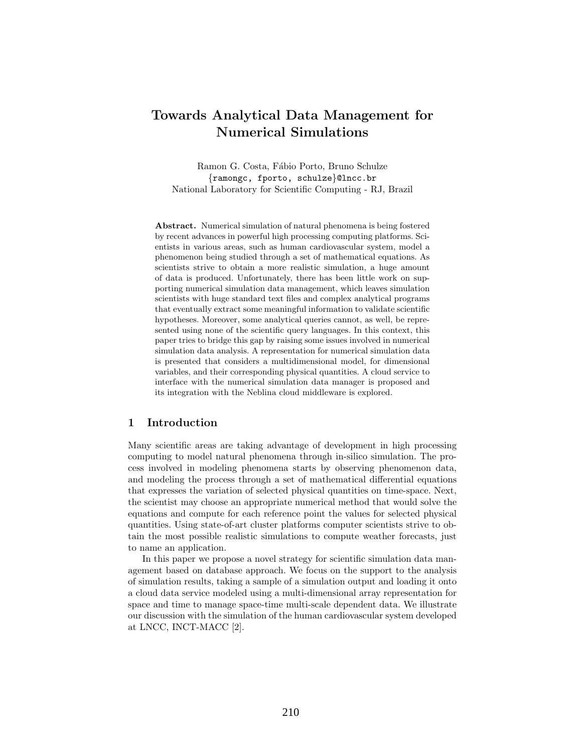# Towards Analytical Data Management for Numerical Simulations

Ramon G. Costa, Fábio Porto, Bruno Schulze
{ramongc, fporto, schulze}@lncc.br
National Laboratory for Scientific Computing - RJ, Brazil

**Abstract.** Numerical simulation of natural phenomena is being fostered by recent advances in powerful high processing computing platforms. Scientists in various areas, such as human cardiovascular system, model a phenomenon being studied through a set of mathematical equations. As scientists strive to obtain a more realistic simulation, a huge amount of data is produced. Unfortunately, there has been little work on supporting numerical simulation data management, which leaves simulation scientists with huge standard text files and complex analytical programs that eventually extract some meaningful information to validate scientific hypotheses. Moreover, some analytical queries cannot, as well, be represented using none of the scientific query languages. In this context, this paper tries to bridge this gap by raising some issues involved in numerical simulation data analysis. A representation for numerical simulation data is presented that considers a multidimensional model, for dimensional variables, and their corresponding physical quantities. A cloud service to interface with the numerical simulation data manager is proposed and its integration with the Neblina cloud middleware is explored.

## 1 Introduction

Many scientific areas are taking advantage of development in high processing computing to model natural phenomena through in-silico simulation. The process involved in modeling phenomena starts by observing phenomenon data, and modeling the process through a set of mathematical differential equations that expresses the variation of selected physical quantities on time-space. Next, the scientist may choose an appropriate numerical method that would solve the equations and compute for each reference point the values for selected physical quantities. Using state-of-art cluster platforms computer scientists strive to obtain the most possible realistic simulations to compute weather forecasts, just to name an application.

In this paper we propose a novel strategy for scientific simulation data management based on database approach. We focus on the support to the analysis of simulation results, taking a sample of a simulation output and loading it onto a cloud data service modeled using a multi-dimensional array representation for space and time to manage space-time multi-scale dependent data. We illustrate our discussion with the simulation of the human cardiovascular system developed at LNCC, INCT-MACC [2].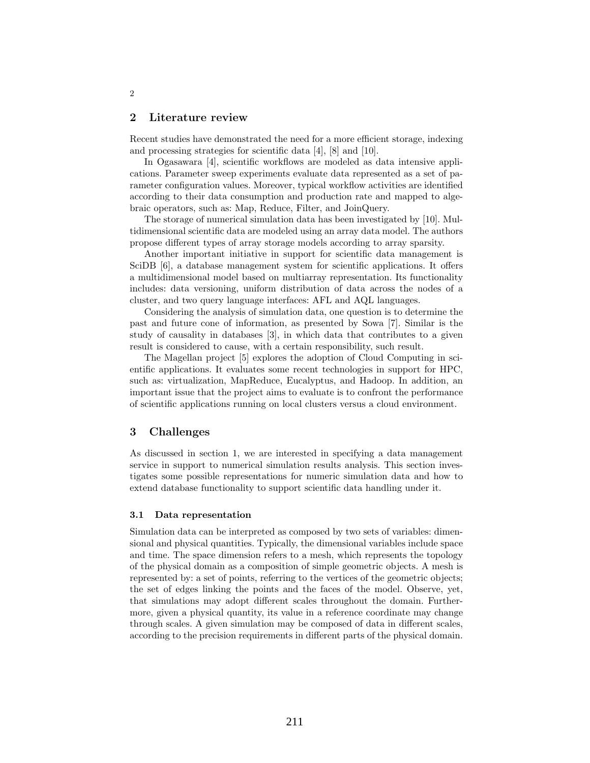## 2 Literature review

Recent studies have demonstrated the need for a more efficient storage, indexing and processing strategies for scientific data [4], [8] and [10].

In Ogasawara [4], scientific workflows are modeled as data intensive applications. Parameter sweep experiments evaluate data represented as a set of parameter configuration values. Moreover, typical workflow activities are identified according to their data consumption and production rate and mapped to algebraic operators, such as: Map, Reduce, Filter, and JoinQuery.

The storage of numerical simulation data has been investigated by [10]. Multidimensional scientific data are modeled using an array data model. The authors propose different types of array storage models according to array sparsity.

Another important initiative in support for scientific data management is SciDB [6], a database management system for scientific applications. It offers a multidimensional model based on multiarray representation. Its functionality includes: data versioning, uniform distribution of data across the nodes of a cluster, and two query language interfaces: AFL and AQL languages.

Considering the analysis of simulation data, one question is to determine the past and future cone of information, as presented by Sowa [7]. Similar is the study of causality in databases [3], in which data that contributes to a given result is considered to cause, with a certain responsibility, such result.

The Magellan project [5] explores the adoption of Cloud Computing in scientific applications. It evaluates some recent technologies in support for HPC, such as: virtualization, MapReduce, Eucalyptus, and Hadoop. In addition, an important issue that the project aims to evaluate is to confront the performance of scientific applications running on local clusters versus a cloud environment.

## 3 Challenges

As discussed in section 1, we are interested in specifying a data management service in support to numerical simulation results analysis. This section investigates some possible representations for numeric simulation data and how to extend database functionality to support scientific data handling under it.

### 3.1 Data representation

Simulation data can be interpreted as composed by two sets of variables: dimensional and physical quantities. Typically, the dimensional variables include space and time. The space dimension refers to a mesh, which represents the topology of the physical domain as a composition of simple geometric objects. A mesh is represented by: a set of points, referring to the vertices of the geometric objects; the set of edges linking the points and the faces of the model. Observe, yet, that simulations may adopt different scales throughout the domain. Furthermore, given a physical quantity, its value in a reference coordinate may change through scales. A given simulation may be composed of data in different scales, according to the precision requirements in different parts of the physical domain.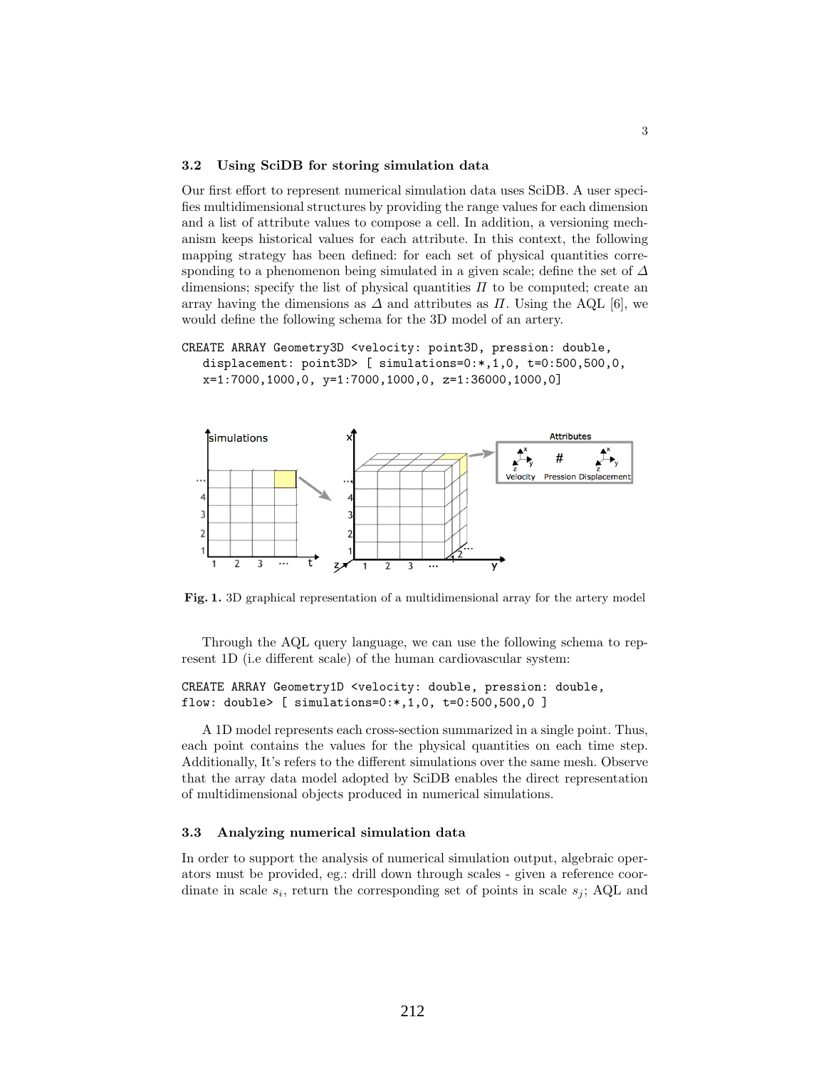### 3.2 Using SciDB for storing simulation data

Our first effort to represent numerical simulation data uses SciDB. A user specifies multidimensional structures by providing the range values for each dimension and a list of attribute values to compose a cell. In addition, a versioning mechanism keeps historical values for each attribute. In this context, the following mapping strategy has been defined: for each set of physical quantities corresponding to a phenomenon being simulated in a given scale; define the set of $\Delta$ dimensions; specify the list of physical quantities $\Pi$ to be computed; create an array having the dimensions as $\Delta$ and attributes as $\Pi$. Using the AQL [6], we would define the following schema for the 3D model of an artery.

```
CREATE ARRAY Geometry3D <velocity: point3D, pression: double,
  displacement: point3D> [ simulations=0:*,1,0, t=0:500,500,0,
  x=1:7000,1000,0, y=1:7000,1000,0, z=1:36000,1000,0]
```

**Fig. 1.** 3D graphical representation of a multidimensional array for the artery model

Through the AQL query language, we can use the following schema to represent 1D (i.e different scale) of the human cardiovascular system:

```
CREATE ARRAY Geometry1D <velocity: double, pression: double,
flow: double> [ simulations=0:*,1,0, t=0:500,500,0 ]
```

A 1D model represents each cross-section summarized in a single point. Thus, each point contains the values for the physical quantities on each time step. Additionally, It's refers to the different simulations over the same mesh. Observe that the array data model adopted by SciDB enables the direct representation of multidimensional objects produced in numerical simulations.

### 3.3 Analyzing numerical simulation data

In order to support the analysis of numerical simulation output, algebraic operators must be provided, eg.: drill down through scales - given a reference coordinate in scale $s_i$, return the corresponding set of points in scale $s_j$; AQL and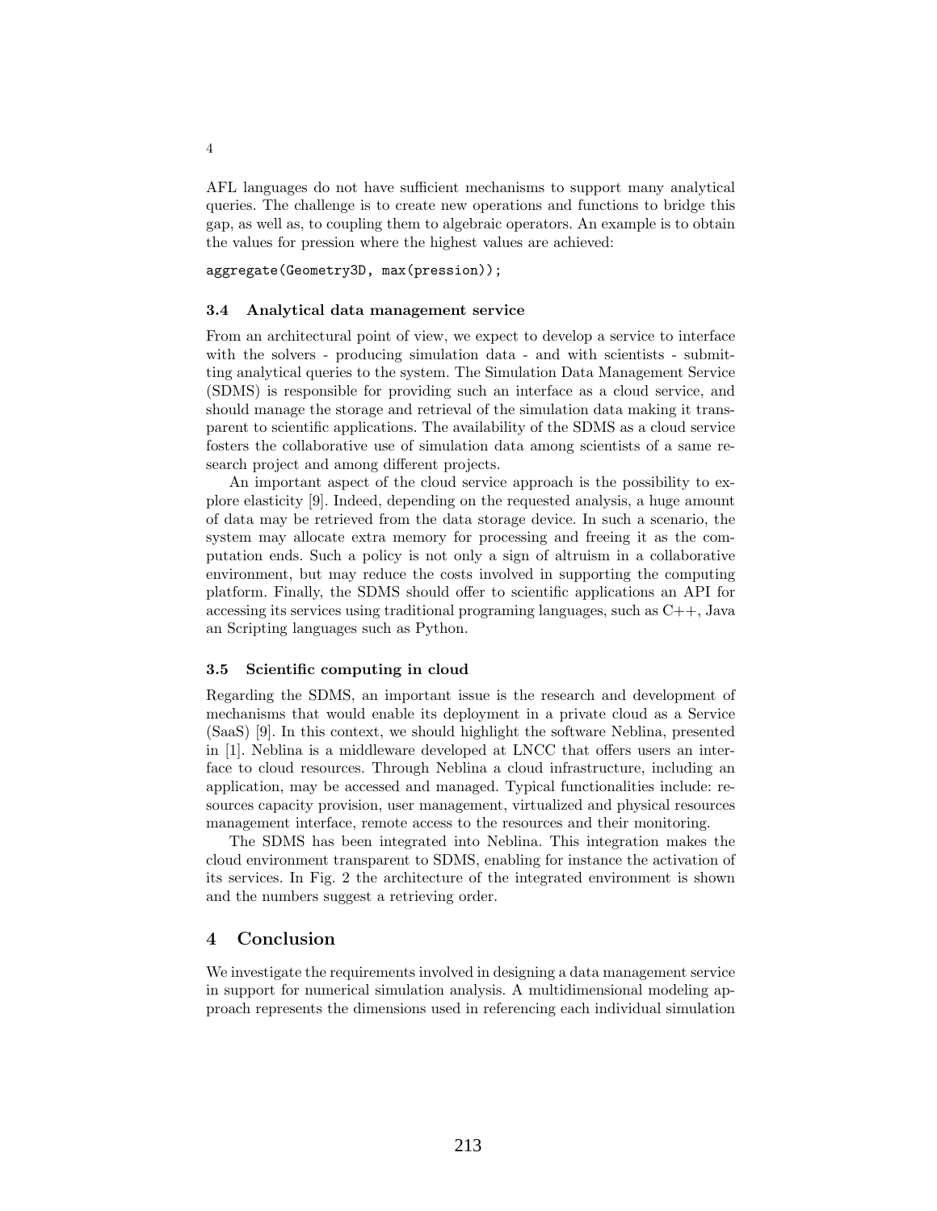AFL languages do not have sufficient mechanisms to support many analytical queries. The challenge is to create new operations and functions to bridge this gap, as well as, to coupling them to algebraic operators. An example is to obtain the values for pression where the highest values are achieved:

```
aggregate(Geometry3D, max(pression));
```

### 3.4 Analytical data management service

From an architectural point of view, we expect to develop a service to interface with the solvers - producing simulation data - and with scientists - submitting analytical queries to the system. The Simulation Data Management Service (SDMS) is responsible for providing such an interface as a cloud service, and should manage the storage and retrieval of the simulation data making it transparent to scientific applications. The availability of the SDMS as a cloud service fosters the collaborative use of simulation data among scientists of a same research project and among different projects.

An important aspect of the cloud service approach is the possibility to explore elasticity [9]. Indeed, depending on the requested analysis, a huge amount of data may be retrieved from the data storage device. In such a scenario, the system may allocate extra memory for processing and freeing it as the computation ends. Such a policy is not only a sign of altruism in a collaborative environment, but may reduce the costs involved in supporting the computing platform. Finally, the SDMS should offer to scientific applications an API for accessing its services using traditional programing languages, such as C++, Java an Scripting languages such as Python.

### 3.5 Scientific computing in cloud

Regarding the SDMS, an important issue is the research and development of mechanisms that would enable its deployment in a private cloud as a Service (SaaS) [9]. In this context, we should highlight the software Neblina, presented in [1]. Neblina is a middleware developed at LNCC that offers users an interface to cloud resources. Through Neblina a cloud infrastructure, including an application, may be accessed and managed. Typical functionalities include: resources capacity provision, user management, virtualized and physical resources management interface, remote access to the resources and their monitoring.

The SDMS has been integrated into Neblina. This integration makes the cloud environment transparent to SDMS, enabling for instance the activation of its services. In Fig. 2 the architecture of the integrated environment is shown and the numbers suggest a retrieving order.

## 4 Conclusion

We investigate the requirements involved in designing a data management service in support for numerical simulation analysis. A multidimensional modeling approach represents the dimensions used in referencing each individual simulation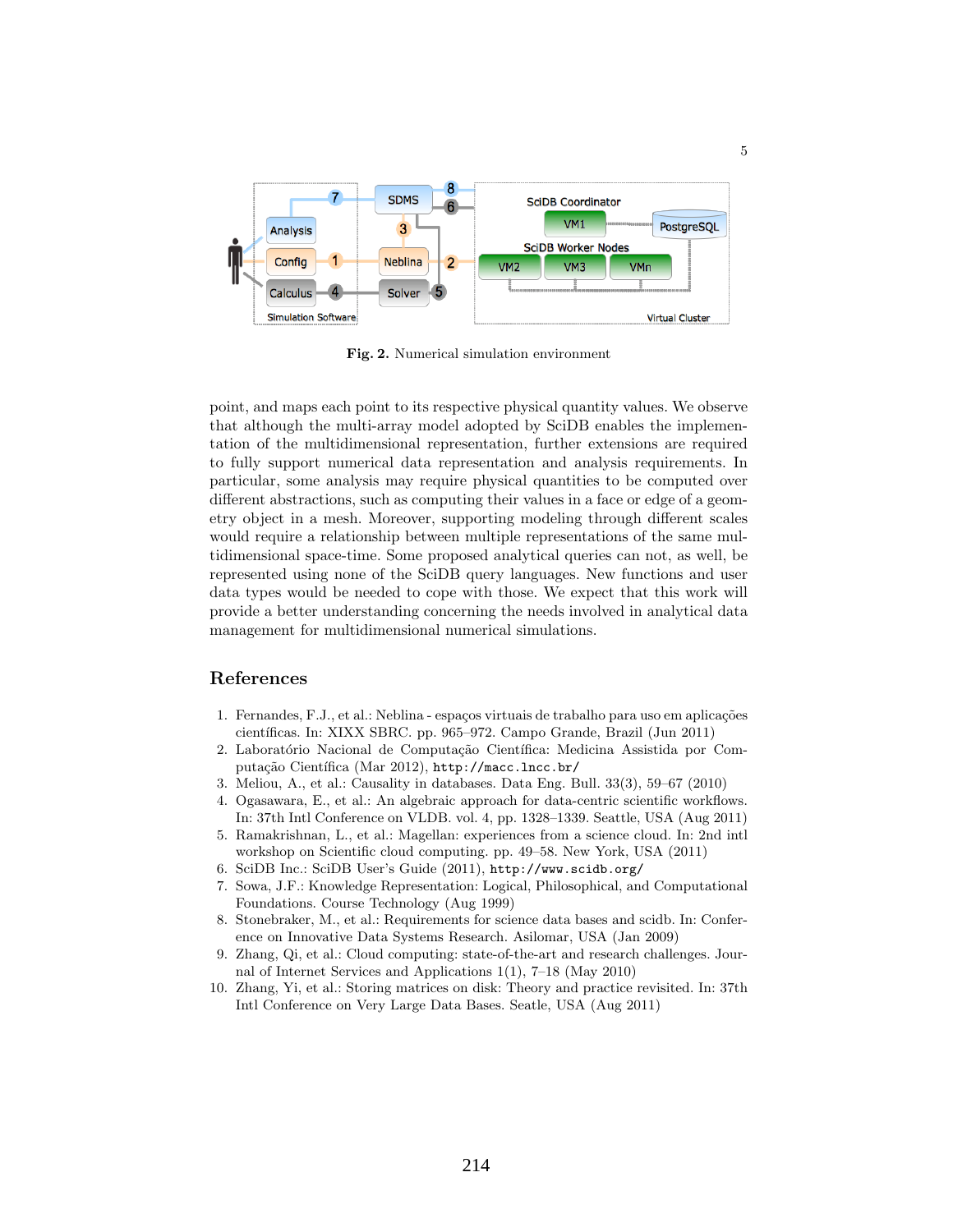SDMS

SciDB Coordinator

VM1

PostgreSQL

SciDB Worker Nodes

VM2

VM3

VMn

Analysis

Config

Calculus

Neblina

Solver

Simulation Software

Virtual Cluster

1 2 3 4 5 6 7 8

**Fig. 2.** Numerical simulation environment

point, and maps each point to its respective physical quantity values. We observe that although the multi-array model adopted by SciDB enables the implementation of the multidimensional representation, further extensions are required to fully support numerical data representation and analysis requirements. In particular, some analysis may require physical quantities to be computed over different abstractions, such as computing their values in a face or edge of a geometry object in a mesh. Moreover, supporting modeling through different scales would require a relationship between multiple representations of the same multidimensional space-time. Some proposed analytical queries can not, as well, be represented using none of the SciDB query languages. New functions and user data types would be needed to cope with those. We expect that this work will provide a better understanding concerning the needs involved in analytical data management for multidimensional numerical simulations.

## References

1. Fernandes, F.J., et al.: Neblina - espaços virtuais de trabalho para uso em aplicações científicas. In: XIXX SBRC. pp. 965–972. Campo Grande, Brazil (Jun 2011)
2. Laboratório Nacional de Computação Científica: Medicina Assistida por Computação Científica (Mar 2012), `http://macc.lncc.br/`
3. Meliou, A., et al.: Causality in databases. Data Eng. Bull. 33(3), 59–67 (2010)
4. Ogasawara, E., et al.: An algebraic approach for data-centric scientific workflows. In: 37th Intl Conference on VLDB. vol. 4, pp. 1328–1339. Seattle, USA (Aug 2011)
5. Ramakrishnan, L., et al.: Magellan: experiences from a science cloud. In: 2nd intl workshop on Scientific cloud computing. pp. 49–58. New York, USA (2011)
6. SciDB Inc.: SciDB User's Guide (2011), `http://www.scidb.org/`
7. Sowa, J.F.: Knowledge Representation: Logical, Philosophical, and Computational Foundations. Course Technology (Aug 1999)
8. Stonebraker, M., et al.: Requirements for science data bases and scidb. In: Conference on Innovative Data Systems Research. Asilomar, USA (Jan 2009)
9. Zhang, Qi, et al.: Cloud computing: state-of-the-art and research challenges. Journal of Internet Services and Applications 1(1), 7–18 (May 2010)
10. Zhang, Yi, et al.: Storing matrices on disk: Theory and practice revisited. In: 37th Intl Conference on Very Large Data Bases. Seatle, USA (Aug 2011)